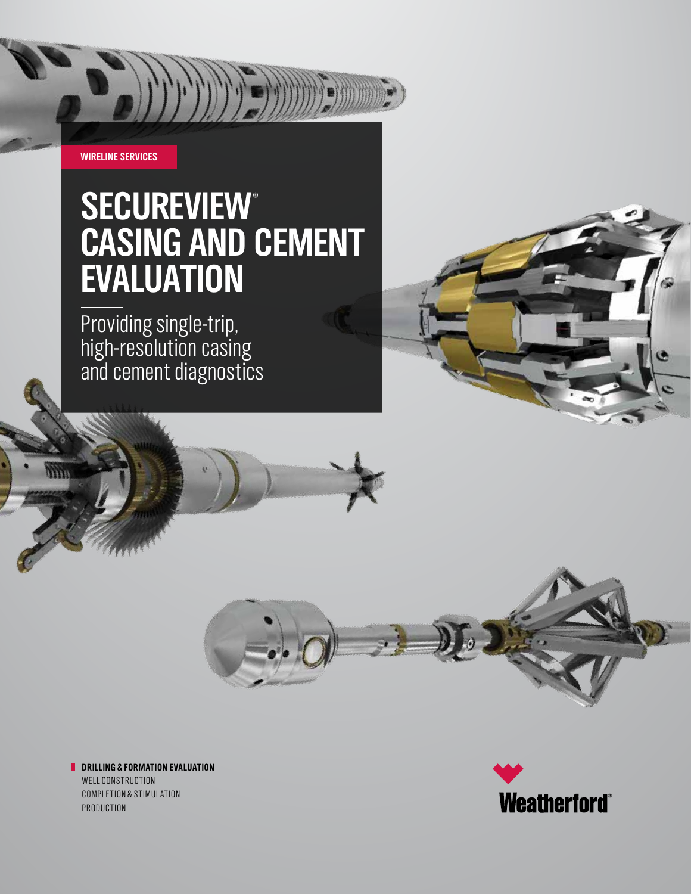WIRELINE SERVICES

# SECUREVIEW® CASING AND CEMENT EVALUATION

Providing single-trip, high-resolution casing and cement diagnostics

**DRILLING & FORMATION EVALUATION**
WELL CONSTRUCTION
COMPLETION & STIMULATION
PRODUCTION

Weatherford®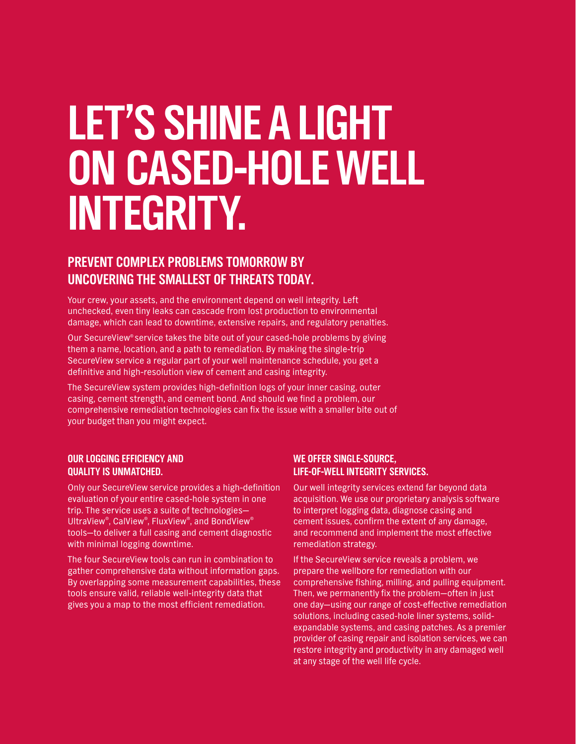# LET'S SHINE A LIGHT ON CASED-HOLE WELL INTEGRITY.

## PREVENT COMPLEX PROBLEMS TOMORROW BY UNCOVERING THE SMALLEST OF THREATS TODAY.

Your crew, your assets, and the environment depend on well integrity. Left unchecked, even tiny leaks can cascade from lost production to environmental damage, which can lead to downtime, extensive repairs, and regulatory penalties.

Our SecureView® service takes the bite out of your cased-hole problems by giving them a name, location, and a path to remediation. By making the single-trip SecureView service a regular part of your well maintenance schedule, you get a definitive and high-resolution view of cement and casing integrity.

The SecureView system provides high-definition logs of your inner casing, outer casing, cement strength, and cement bond. And should we find a problem, our comprehensive remediation technologies can fix the issue with a smaller bite out of your budget than you might expect.

### OUR LOGGING EFFICIENCY AND QUALITY IS UNMATCHED.

Only our SecureView service provides a high-definition evaluation of your entire cased-hole system in one trip. The service uses a suite of technologies—UltraView®, CalView®, FluxView®, and BondView® tools—to deliver a full casing and cement diagnostic with minimal logging downtime.

The four SecureView tools can run in combination to gather comprehensive data without information gaps. By overlapping some measurement capabilities, these tools ensure valid, reliable well-integrity data that gives you a map to the most efficient remediation.

### WE OFFER SINGLE-SOURCE, LIFE-OF-WELL INTEGRITY SERVICES.

Our well integrity services extend far beyond data acquisition. We use our proprietary analysis software to interpret logging data, diagnose casing and cement issues, confirm the extent of any damage, and recommend and implement the most effective remediation strategy.

If the SecureView service reveals a problem, we prepare the wellbore for remediation with our comprehensive fishing, milling, and pulling equipment. Then, we permanently fix the problem—often in just one day—using our range of cost-effective remediation solutions, including cased-hole liner systems, solid-expandable systems, and casing patches. As a premier provider of casing repair and isolation services, we can restore integrity and productivity in any damaged well at any stage of the well life cycle.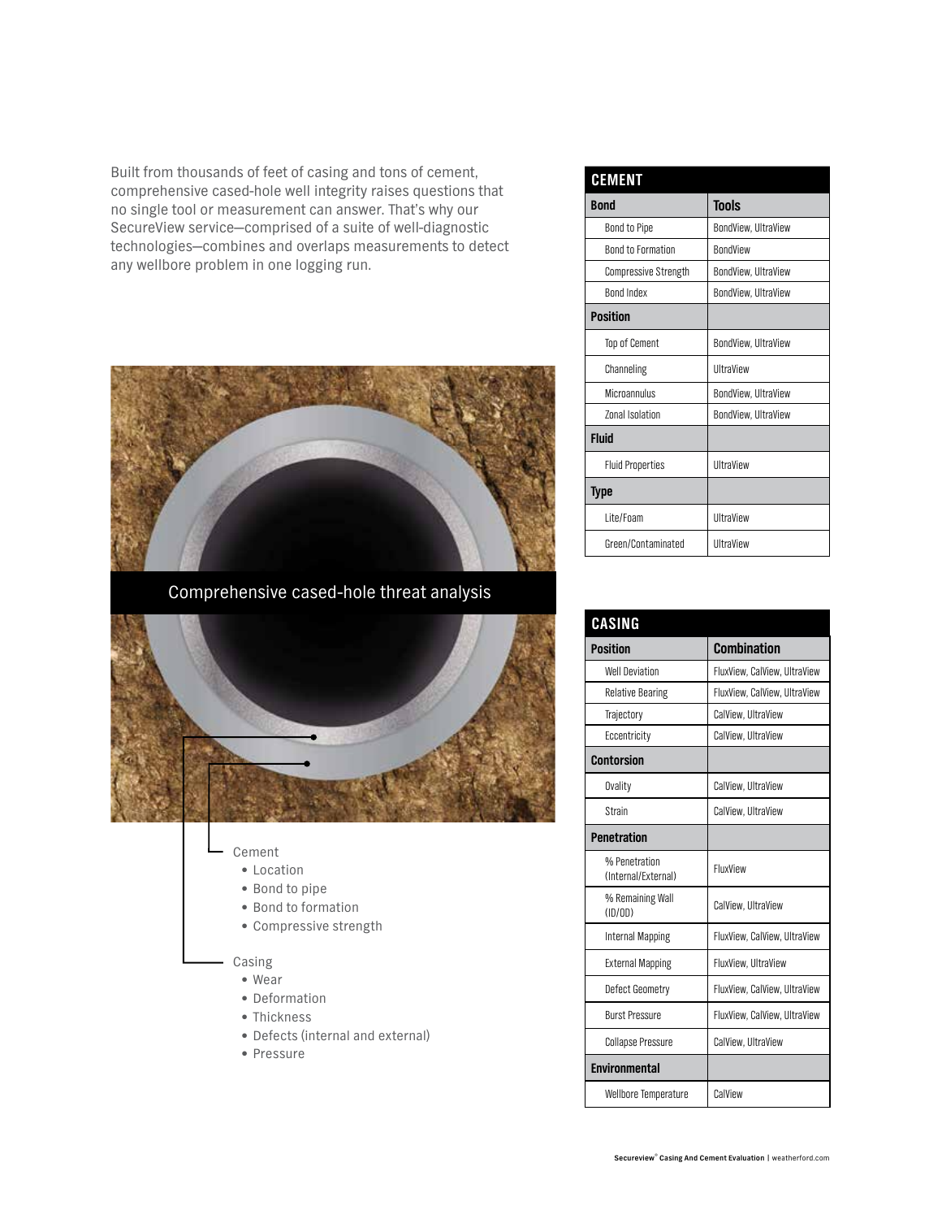Built from thousands of feet of casing and tons of cement, comprehensive cased-hole well integrity raises questions that no single tool or measurement can answer. That's why our SecureView service—comprised of a suite of well-diagnostic technologies—combines and overlaps measurements to detect any wellbore problem in one logging run.

Comprehensive cased-hole threat analysis

Cement
- Location
- Bond to pipe
- Bond to formation
- Compressive strength

Casing
- Wear
- Deformation
- Thickness
- Defects (internal and external)
- Pressure

## CEMENT

| Bond | Tools |
|---|---|
| Bond to Pipe | BondView, UltraView |
| Bond to Formation | BondView |
| Compressive Strength | BondView, UltraView |
| Bond Index | BondView, UltraView |
| **Position** | |
| Top of Cement | BondView, UltraView |
| Channeling | UltraView |
| Microannulus | BondView, UltraView |
| Zonal Isolation | BondView, UltraView |
| **Fluid** | |
| Fluid Properties | UltraView |
| **Type** | |
| Lite/Foam | UltraView |
| Green/Contaminated | UltraView |

## CASING

| Position | Combination |
|---|---|
| Well Deviation | FluxView, CalView, UltraView |
| Relative Bearing | FluxView, CalView, UltraView |
| Trajectory | CalView, UltraView |
| Eccentricity | CalView, UltraView |
| **Contorsion** | |
| Ovality | CalView, UltraView |
| Strain | CalView, UltraView |
| **Penetration** | |
| % Penetration (Internal/External) | FluxView |
| % Remaining Wall (ID/OD) | CalView, UltraView |
| Internal Mapping | FluxView, CalView, UltraView |
| External Mapping | FluxView, UltraView |
| Defect Geometry | FluxView, CalView, UltraView |
| Burst Pressure | FluxView, CalView, UltraView |
| Collapse Pressure | CalView, UltraView |
| **Environmental** | |
| Wellbore Temperature | CalView |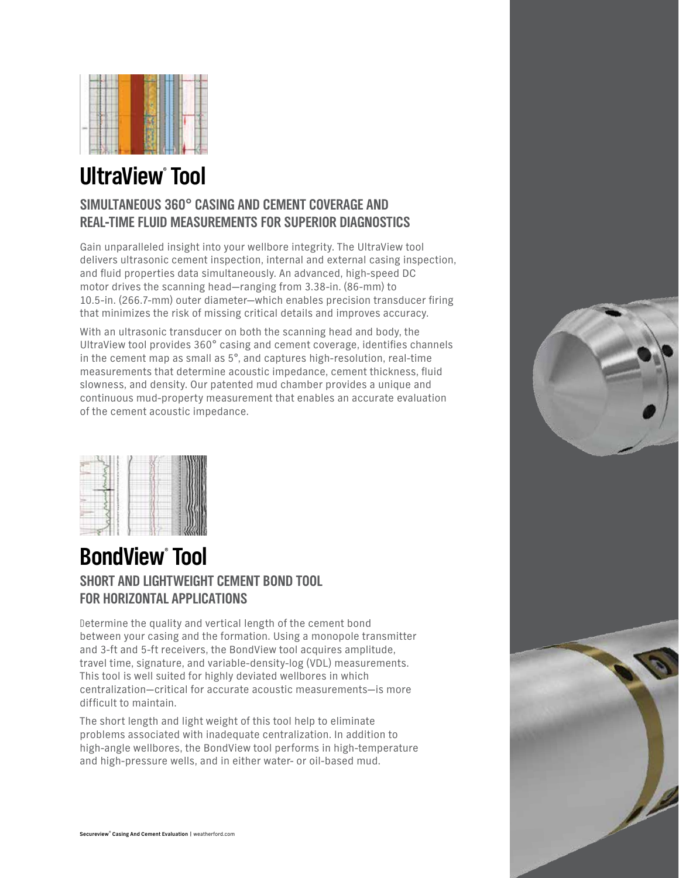## UltraView® Tool

### SIMULTANEOUS 360° CASING AND CEMENT COVERAGE AND REAL-TIME FLUID MEASUREMENTS FOR SUPERIOR DIAGNOSTICS

Gain unparalleled insight into your wellbore integrity. The UltraView tool delivers ultrasonic cement inspection, internal and external casing inspection, and fluid properties data simultaneously. An advanced, high-speed DC motor drives the scanning head—ranging from 3.38-in. (86-mm) to 10.5-in. (266.7-mm) outer diameter—which enables precision transducer firing that minimizes the risk of missing critical details and improves accuracy.

With an ultrasonic transducer on both the scanning head and body, the UltraView tool provides 360° casing and cement coverage, identifies channels in the cement map as small as 5°, and captures high-resolution, real-time measurements that determine acoustic impedance, cement thickness, fluid slowness, and density. Our patented mud chamber provides a unique and continuous mud-property measurement that enables an accurate evaluation of the cement acoustic impedance.

## BondView® Tool

### SHORT AND LIGHTWEIGHT CEMENT BOND TOOL FOR HORIZONTAL APPLICATIONS

Determine the quality and vertical length of the cement bond between your casing and the formation. Using a monopole transmitter and 3-ft and 5-ft receivers, the BondView tool acquires amplitude, travel time, signature, and variable-density-log (VDL) measurements. This tool is well suited for highly deviated wellbores in which centralization—critical for accurate acoustic measurements—is more difficult to maintain.

The short length and light weight of this tool help to eliminate problems associated with inadequate centralization. In addition to high-angle wellbores, the BondView tool performs in high-temperature and high-pressure wells, and in either water- or oil-based mud.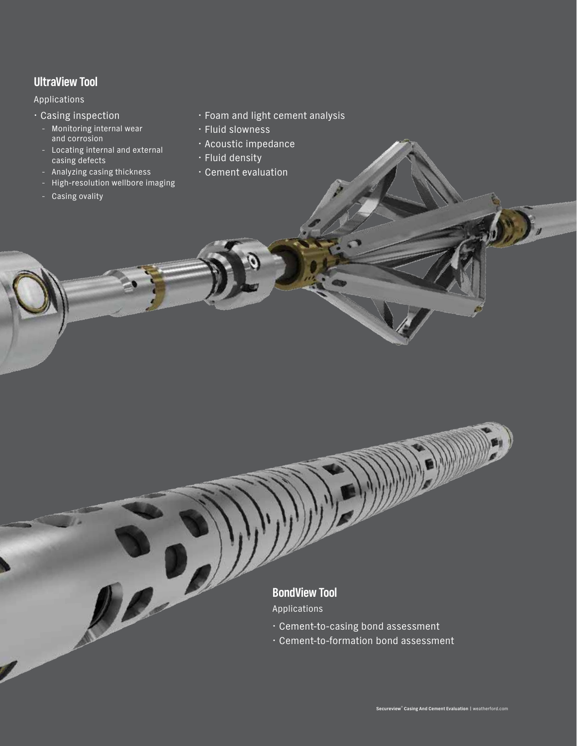## UltraView Tool

Applications

- Casing inspection
  - Monitoring internal wear and corrosion
  - Locating internal and external casing defects
  - Analyzing casing thickness
  - High-resolution wellbore imaging
  - Casing ovality
- Foam and light cement analysis
- Fluid slowness
- Acoustic impedance
- Fluid density
- Cement evaluation

## BondView Tool

Applications

- Cement-to-casing bond assessment
- Cement-to-formation bond assessment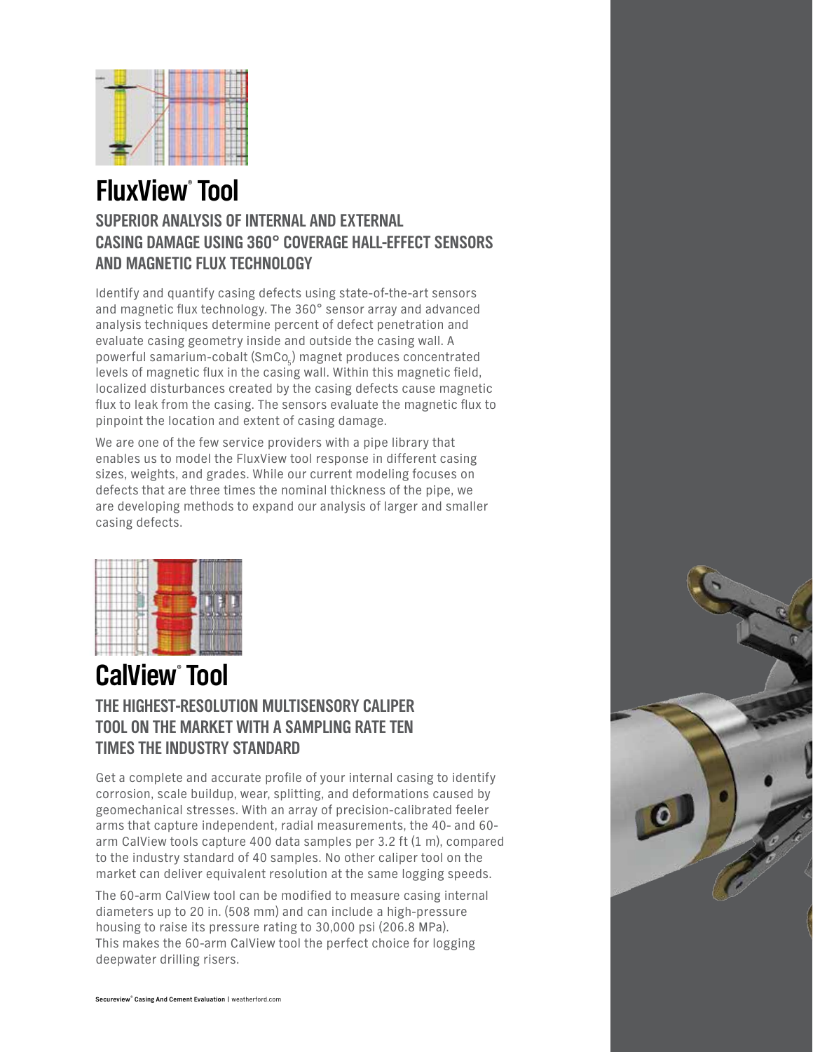## FluxView® Tool

### SUPERIOR ANALYSIS OF INTERNAL AND EXTERNAL CASING DAMAGE USING 360° COVERAGE HALL-EFFECT SENSORS AND MAGNETIC FLUX TECHNOLOGY

Identify and quantify casing defects using state-of-the-art sensors and magnetic flux technology. The 360° sensor array and advanced analysis techniques determine percent of defect penetration and evaluate casing geometry inside and outside the casing wall. A powerful samarium-cobalt ($SmCo_5$) magnet produces concentrated levels of magnetic flux in the casing wall. Within this magnetic field, localized disturbances created by the casing defects cause magnetic flux to leak from the casing. The sensors evaluate the magnetic flux to pinpoint the location and extent of casing damage.

We are one of the few service providers with a pipe library that enables us to model the FluxView tool response in different casing sizes, weights, and grades. While our current modeling focuses on defects that are three times the nominal thickness of the pipe, we are developing methods to expand our analysis of larger and smaller casing defects.

## CalView® Tool

### THE HIGHEST-RESOLUTION MULTISENSORY CALIPER TOOL ON THE MARKET WITH A SAMPLING RATE TEN TIMES THE INDUSTRY STANDARD

Get a complete and accurate profile of your internal casing to identify corrosion, scale buildup, wear, splitting, and deformations caused by geomechanical stresses. With an array of precision-calibrated feeler arms that capture independent, radial measurements, the 40- and 60-arm CalView tools capture 400 data samples per 3.2 ft (1 m), compared to the industry standard of 40 samples. No other caliper tool on the market can deliver equivalent resolution at the same logging speeds.

The 60-arm CalView tool can be modified to measure casing internal diameters up to 20 in. (508 mm) and can include a high-pressure housing to raise its pressure rating to 30,000 psi (206.8 MPa). This makes the 60-arm CalView tool the perfect choice for logging deepwater drilling risers.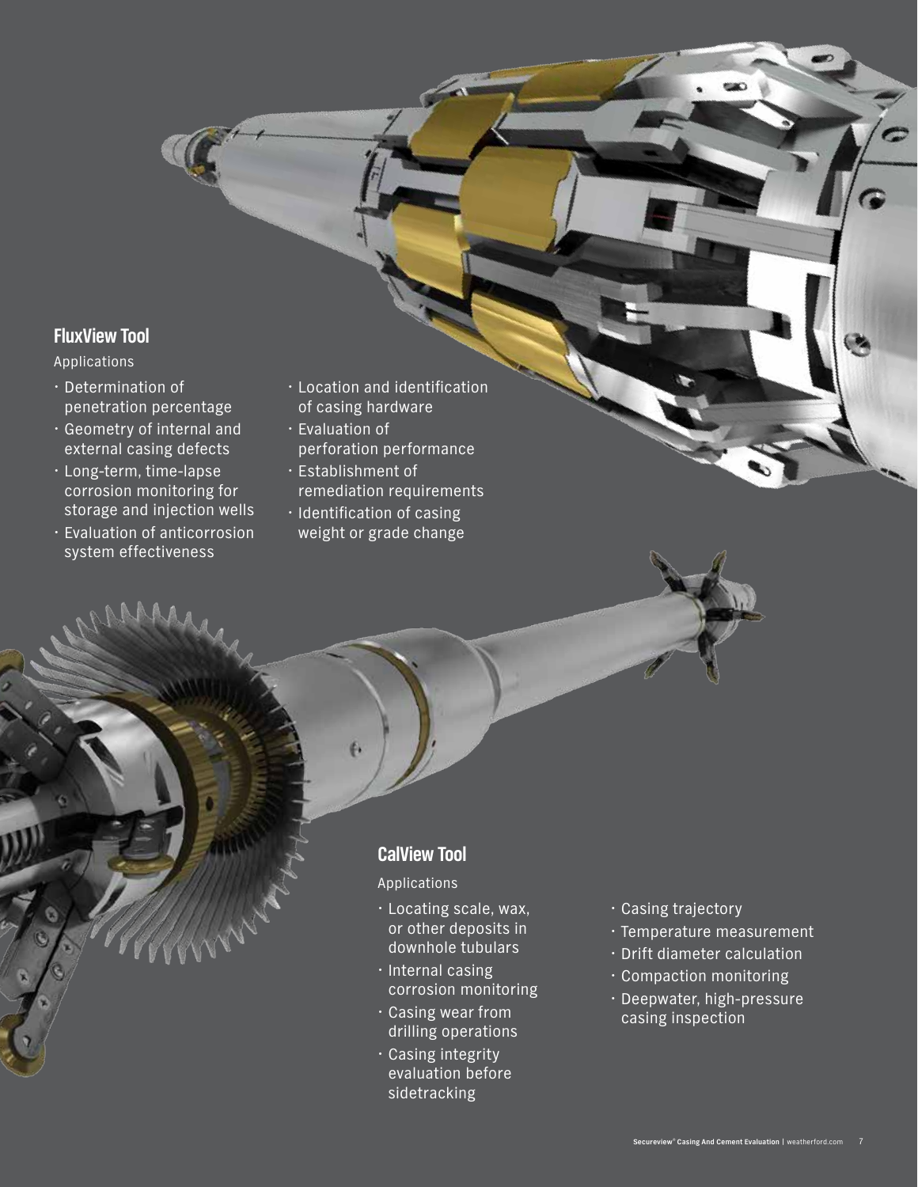## FluxView Tool

Applications

- Determination of penetration percentage
- Geometry of internal and external casing defects
- Long-term, time-lapse corrosion monitoring for storage and injection wells
- Evaluation of anticorrosion system effectiveness
- Location and identification of casing hardware
- Evaluation of perforation performance
- Establishment of remediation requirements
- Identification of casing weight or grade change

## CalView Tool

Applications

- Locating scale, wax, or other deposits in downhole tubulars
- Internal casing corrosion monitoring
- Casing wear from drilling operations
- Casing integrity evaluation before sidetracking
- Casing trajectory
- Temperature measurement
- Drift diameter calculation
- Compaction monitoring
- Deepwater, high-pressure casing inspection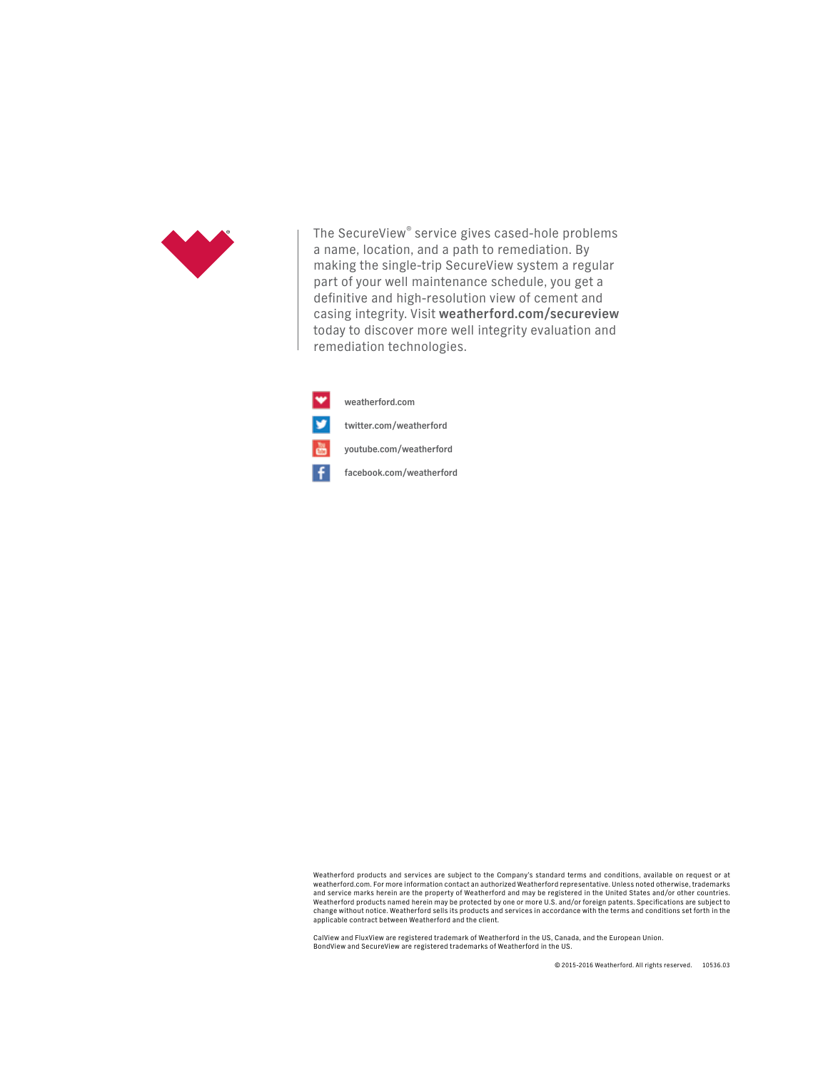The SecureView® service gives cased-hole problems a name, location, and a path to remediation. By making the single-trip SecureView system a regular part of your well maintenance schedule, you get a definitive and high-resolution view of cement and casing integrity. Visit **weatherford.com/secureview** today to discover more well integrity evaluation and remediation technologies.

**weatherford.com**

**twitter.com/weatherford**

**youtube.com/weatherford**

**facebook.com/weatherford**

Weatherford products and services are subject to the Company's standard terms and conditions, available on request or at weatherford.com. For more information contact an authorized Weatherford representative. Unless noted otherwise, trademarks and service marks herein are the property of Weatherford and may be registered in the United States and/or other countries. Weatherford products named herein may be protected by one or more U.S. and/or foreign patents. Specifications are subject to change without notice. Weatherford sells its products and services in accordance with the terms and conditions set forth in the applicable contract between Weatherford and the client.

CalView and FluxView are registered trademark of Weatherford in the US, Canada, and the European Union.
BondView and SecureView are registered trademarks of Weatherford in the US.

© 2015-2016 Weatherford. All rights reserved. 10536.03